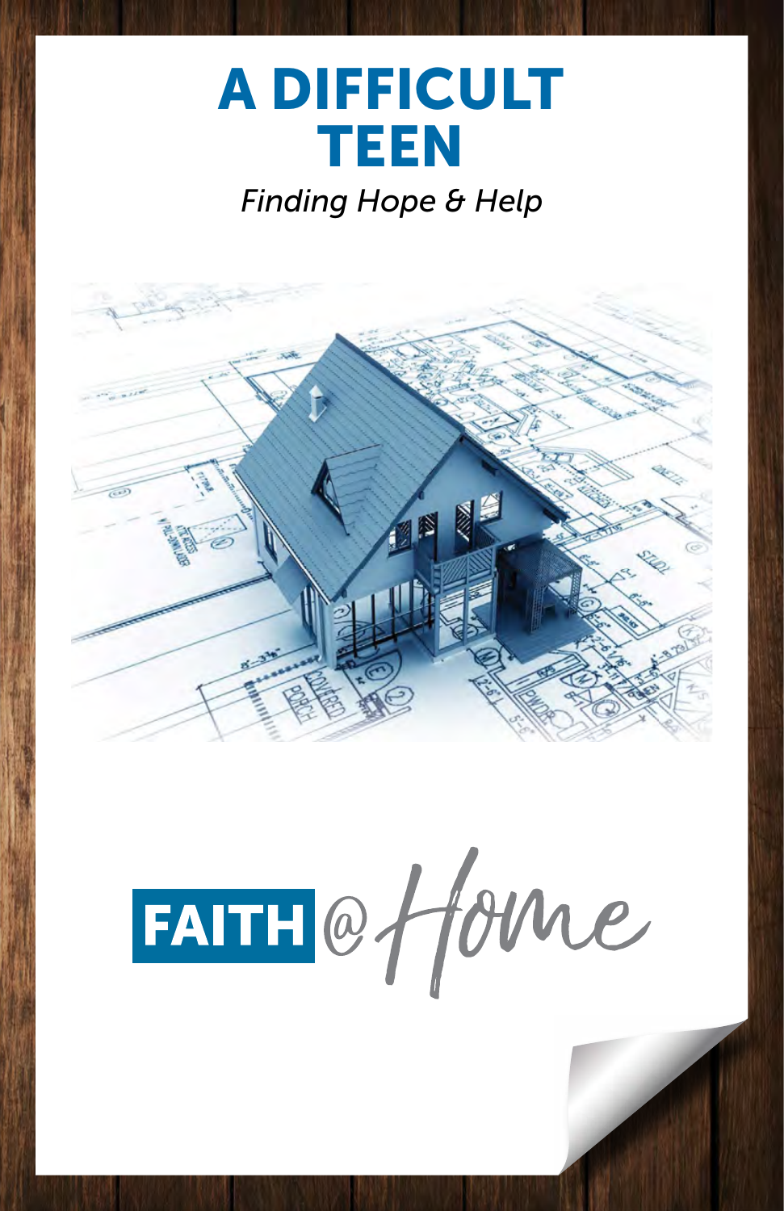# A DIFFICULT TEEN

*Finding Hope & Help*

FAITH @ Home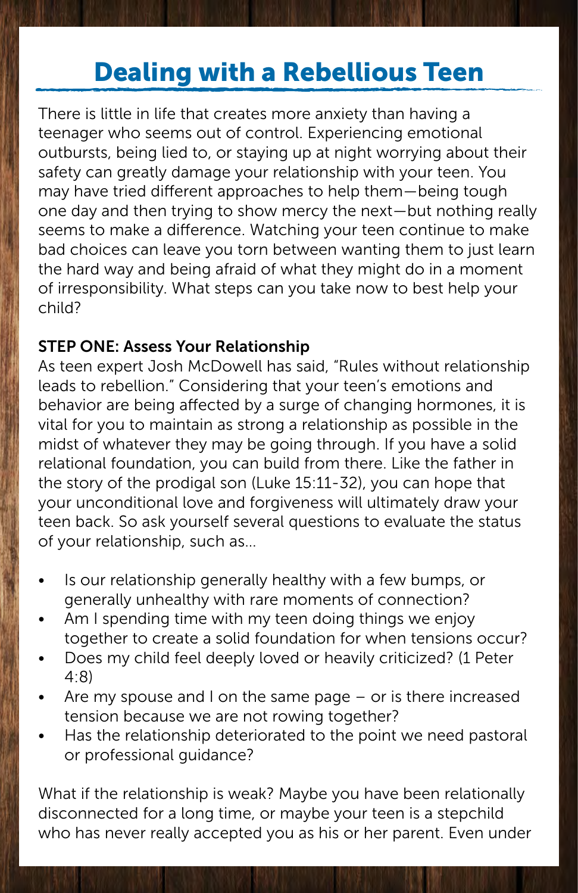# Dealing with a Rebellious Teen

There is little in life that creates more anxiety than having a teenager who seems out of control. Experiencing emotional outbursts, being lied to, or staying up at night worrying about their safety can greatly damage your relationship with your teen. You may have tried different approaches to help them—being tough one day and then trying to show mercy the next—but nothing really seems to make a difference. Watching your teen continue to make bad choices can leave you torn between wanting them to just learn the hard way and being afraid of what they might do in a moment of irresponsibility. What steps can you take now to best help your child?

**STEP ONE: Assess Your Relationship**

As teen expert Josh McDowell has said, "Rules without relationship leads to rebellion." Considering that your teen's emotions and behavior are being affected by a surge of changing hormones, it is vital for you to maintain as strong a relationship as possible in the midst of whatever they may be going through. If you have a solid relational foundation, you can build from there. Like the father in the story of the prodigal son (Luke 15:11-32), you can hope that your unconditional love and forgiveness will ultimately draw your teen back. So ask yourself several questions to evaluate the status of your relationship, such as…

- Is our relationship generally healthy with a few bumps, or generally unhealthy with rare moments of connection?
- Am I spending time with my teen doing things we enjoy together to create a solid foundation for when tensions occur?
- Does my child feel deeply loved or heavily criticized? (1 Peter 4:8)
- Are my spouse and I on the same page – or is there increased tension because we are not rowing together?
- Has the relationship deteriorated to the point we need pastoral or professional guidance?

What if the relationship is weak? Maybe you have been relationally disconnected for a long time, or maybe your teen is a stepchild who has never really accepted you as his or her parent. Even under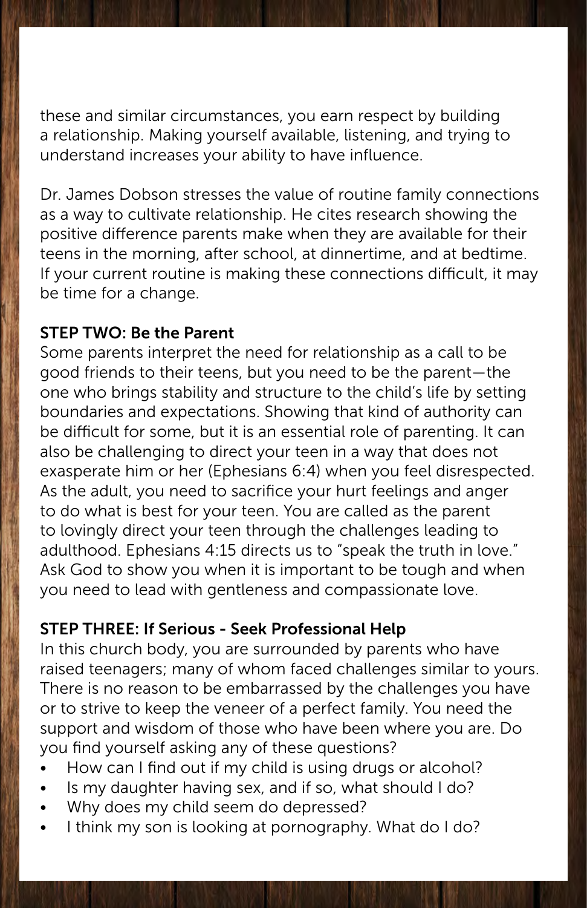these and similar circumstances, you earn respect by building a relationship. Making yourself available, listening, and trying to understand increases your ability to have influence.

Dr. James Dobson stresses the value of routine family connections as a way to cultivate relationship. He cites research showing the positive difference parents make when they are available for their teens in the morning, after school, at dinnertime, and at bedtime. If your current routine is making these connections difficult, it may be time for a change.

### STEP TWO: Be the Parent

Some parents interpret the need for relationship as a call to be good friends to their teens, but you need to be the parent—the one who brings stability and structure to the child's life by setting boundaries and expectations. Showing that kind of authority can be difficult for some, but it is an essential role of parenting. It can also be challenging to direct your teen in a way that does not exasperate him or her (Ephesians 6:4) when you feel disrespected. As the adult, you need to sacrifice your hurt feelings and anger to do what is best for your teen. You are called as the parent to lovingly direct your teen through the challenges leading to adulthood. Ephesians 4:15 directs us to "speak the truth in love." Ask God to show you when it is important to be tough and when you need to lead with gentleness and compassionate love.

### STEP THREE: If Serious - Seek Professional Help

In this church body, you are surrounded by parents who have raised teenagers; many of whom faced challenges similar to yours. There is no reason to be embarrassed by the challenges you have or to strive to keep the veneer of a perfect family. You need the support and wisdom of those who have been where you are. Do you find yourself asking any of these questions?

- How can I find out if my child is using drugs or alcohol?
- Is my daughter having sex, and if so, what should I do?
- Why does my child seem do depressed?
- I think my son is looking at pornography. What do I do?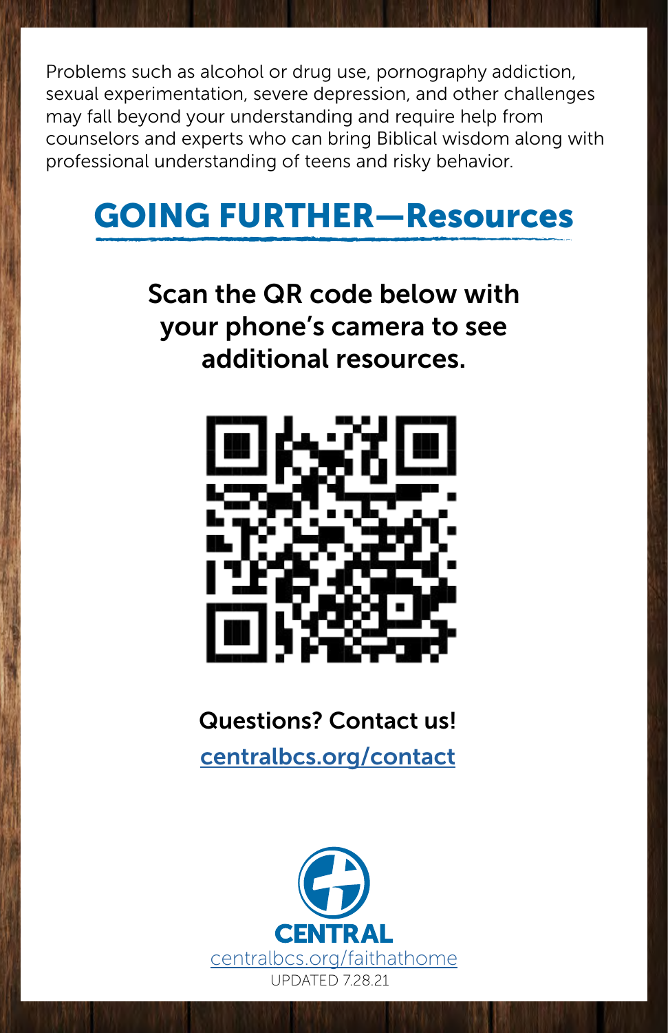Problems such as alcohol or drug use, pornography addiction, sexual experimentation, severe depression, and other challenges may fall beyond your understanding and require help from counselors and experts who can bring Biblical wisdom along with professional understanding of teens and risky behavior.

## GOING FURTHER—Resources

**Scan the QR code below with your phone's camera to see additional resources.**

**Questions? Contact us!**

**centralbcs.org/contact**

CENTRAL

centralbcs.org/faithathome

UPDATED 7.28.21